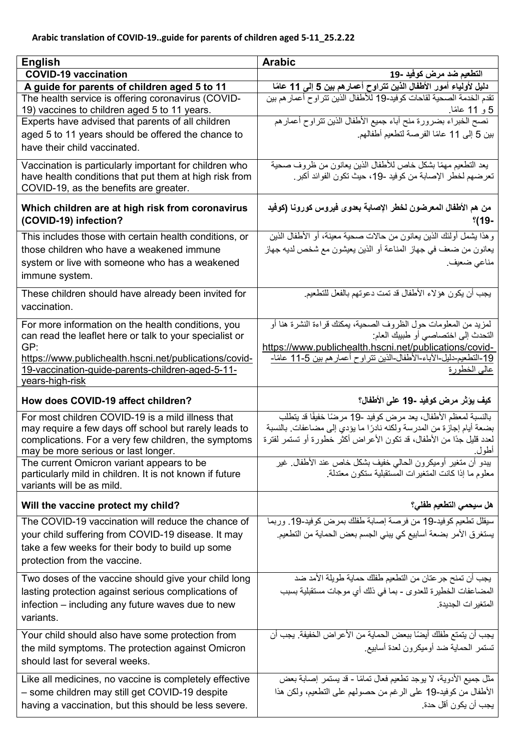**Arabic translation of COVID-19..guide for parents of children aged 5-11_25.2.22**

| English | Arabic |
|---|---|
| **COVID-19 vaccination** | **التطعيم ضد مرض كوفيد -19** |
| **A guide for parents of children aged 5 to 11** | **دليل لأولياء أمور الأطفال الذين تتراوح أعمارهم بين 5 إلى 11 عامًا** |
| The health service is offering coronavirus (COVID-19) vaccines to children aged 5 to 11 years. | تقدم الخدمة الصحية لقاحات كوفيد-19 للأطفال الذين تتراوح أعمارهم بين 5 و 11 عامًا. |
| Experts have advised that parents of all children aged 5 to 11 years should be offered the chance to have their child vaccinated. | نصح الخبراء بضرورة منح آباء جميع الأطفال الذين تتراوح أعمارهم بين 5 إلى 11 عامًا الفرصة لتطعيم أطفالهم. |
| Vaccination is particularly important for children who have health conditions that put them at high risk from COVID-19, as the benefits are greater. | يعد التطعيم مهمًا بشكل خاص للأطفال الذين يعانون من ظروف صحية تعرضهم لخطر الإصابة من كوفيد -19، حيث تكون الفوائد أكبر. |
| **Which children are at high risk from coronavirus (COVID-19) infection?** | **من هم الأطفال المعرضون لخطر الإصابة بعدوى فيروس كورونا (كوفيد -19)؟** |
| This includes those with certain health conditions, or those children who have a weakened immune system or live with someone who has a weakened immune system. | وهذا يشمل أولئك الذين يعانون من حالات صحية معينة، أو الأطفال الذين يعانون من ضعف في جهاز المناعة أو الذين يعيشون مع شخص لديه جهاز مناعي ضعيف. |
| These children should have already been invited for vaccination. | يجب أن يكون هؤلاء الأطفال قد تمت دعوتهم بالفعل للتطعيم. |
| For more information on the health conditions, you can read the leaflet here or talk to your specialist or GP: https://www.publichealth.hscni.net/publications/covid-19-vaccination-guide-parents-children-aged-5-11-years-high-risk | لمزيد من المعلومات حول الظروف الصحية، يمكنك قراءة النشرة هنا أو التحدث إلى اختصاصي أو طبيبك العام: https://www.publichealth.hscni.net/publications/covid-19-التطعيم-دليل-الآباء-الأطفال-الذين تتراوح أعمارهم بين 5-11 عامًا-عالي الخطورة |
| **How does COVID-19 affect children?** | **كيف يؤثر مرض كوفيد -19 على الأطفال؟** |
| For most children COVID-19 is a mild illness that may require a few days off school but rarely leads to complications. For a very few children, the symptoms may be more serious or last longer. | بالنسبة لمعظم الأطفال، يعد مرض كوفيد -19 مرضًا خفيفًا قد يتطلب بضعة أيام إجازة من المدرسة ولكنه نادرًا ما يؤدي إلى مضاعفات. بالنسبة لعدد قليل جدًا من الأطفال، قد تكون الأعراض أكثر خطورة أو تستمر لفترة أطول. |
| The current Omicron variant appears to be particularly mild in children. It is not known if future variants will be as mild. | يبدو أن متغير أوميكرون الحالي خفيف بشكل خاص عند الأطفال. غير معلوم ما إذا كانت المتغيرات المستقبلية ستكون معتدلة. |
| **Will the vaccine protect my child?** | **هل سيحمي التطعيم طفلي؟** |
| The COVID-19 vaccination will reduce the chance of your child suffering from COVID-19 disease. It may take a few weeks for their body to build up some protection from the vaccine. | سيقلل تطعيم كوفيد-19 من فرصة إصابة طفلك بمرض كوفيد-19. وربما يستغرق الأمر بضعة أسابيع كي يبني الجسم بعض الحماية من التطعيم. |
| Two doses of the vaccine should give your child long lasting protection against serious complications of infection – including any future waves due to new variants. | يجب أن تمنح جرعتان من التطعيم طفلك حماية طويلة الأمد ضد المضاعفات الخطيرة للعدوى - بما في ذلك أي موجات مستقبلية بسبب المتغيرات الجديدة. |
| Your child should also have some protection from the mild symptoms. The protection against Omicron should last for several weeks. | يجب أن يتمتع طفلك أيضًا ببعض الحماية من الأعراض الخفيفة. يجب أن تستمر الحماية ضد أوميكرون لعدة أسابيع. |
| Like all medicines, no vaccine is completely effective – some children may still get COVID-19 despite having a vaccination, but this should be less severe. | مثل جميع الأدوية، لا يوجد تطعيم فعال تمامًا - قد يستمر إصابة بعض الأطفال من كوفيد-19 على الرغم من حصولهم على التطعيم، ولكن هذا يجب أن يكون أقل حدة. |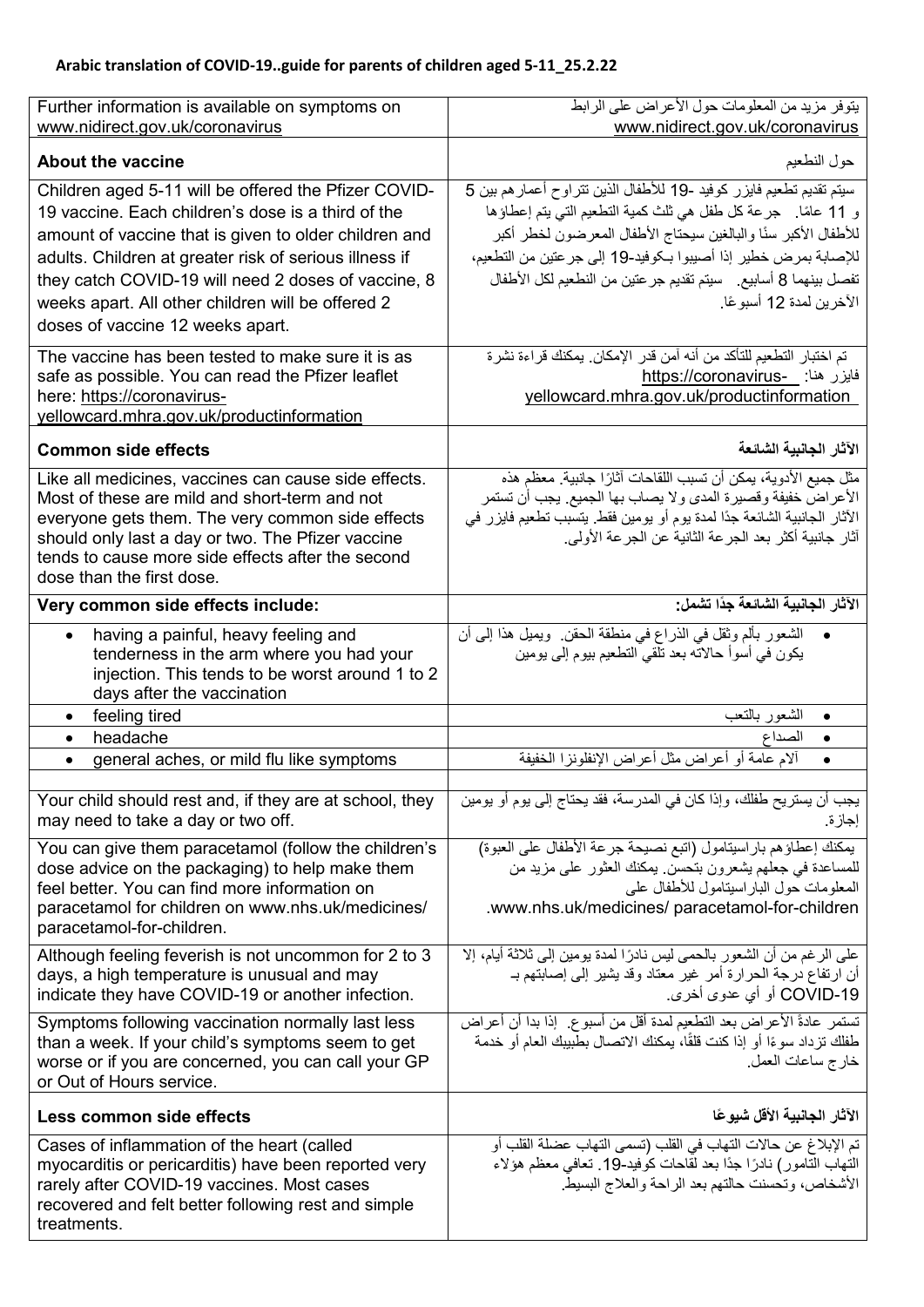**Arabic translation of COVID-19..guide for parents of children aged 5-11_25.2.22**

| Further information is available on symptoms on www.nidirect.gov.uk/coronavirus | يتوفر مزيد من المعلومات حول الأعراض على الرابط www.nidirect.gov.uk/coronavirus |
|---|---|
| **About the vaccine** | حول التطعيم |
| Children aged 5-11 will be offered the Pfizer COVID-19 vaccine. Each children's dose is a third of the amount of vaccine that is given to older children and adults. Children at greater risk of serious illness if they catch COVID-19 will need 2 doses of vaccine, 8 weeks apart. All other children will be offered 2 doses of vaccine 12 weeks apart. | سيتم تقديم تطعيم فايزر كوفيد -19 للأطفال الذين تتراوح أعمارهم بين 5 و 11 عامًا. جرعة كل طفل هي ثلث كمية التطعيم التي يتم إعطاؤها للأطفال الأكبر سنًا والبالغين سيحتاج الأطفال المعرضون لخطر أكبر للإصابة بمرض خطير إذا أصيبوا بـكوفيد-19 إلى جرعتين من التطعيم، تفصل بينهما 8 أسابيع. سيتم تقديم جرعتين من التطعيم لكل الأطفال الآخرين لمدة 12 أسبوعًا. |
| The vaccine has been tested to make sure it is as safe as possible. You can read the Pfizer leaflet here: https://coronavirus-yellowcard.mhra.gov.uk/productinformation | تم اختبار التطعيم للتأكد من أنه آمن قدر الإمكان. يمكنك قراءة نشرة فايزر هنا: https://coronavirus-yellowcard.mhra.gov.uk/productinformation |
| **Common side effects** | **الآثار الجانبية الشائعة** |
| Like all medicines, vaccines can cause side effects. Most of these are mild and short-term and not everyone gets them. The very common side effects should only last a day or two. The Pfizer vaccine tends to cause more side effects after the second dose than the first dose. | مثل جميع الأدوية، يمكن أن تسبب اللقاحات آثارًا جانبية. معظم هذه الأعراض خفيفة وقصيرة المدى ولا يصاب بها الجميع. يجب أن تستمر الآثار الجانبية الشائعة جدًا لمدة يوم أو يومين فقط. يتسبب تطعيم فايزر في آثار جانبية أكثر بعد الجرعة الثانية عن الجرعة الأولى. |
| **Very common side effects include:** | **الآثار الجانبية الشائعة جدًا تشمل:** |
| • having a painful, heavy feeling and tenderness in the arm where you had your injection. This tends to be worst around 1 to 2 days after the vaccination | • الشعور بألم وثقل في الذراع في منطقة الحقن. ويميل هذا إلى أن يكون في أسوأ حالاته بعد تلقي التطعيم بيوم إلى يومين |
| • feeling tired | • الشعور بالتعب |
| • headache | • الصداع |
| • general aches, or mild flu like symptoms | • آلام عامة أو أعراض مثل أعراض الإنفلونزا الخفيفة |
| | |
| Your child should rest and, if they are at school, they may need to take a day or two off. | يجب أن يستريح طفلك، وإذا كان في المدرسة، فقد يحتاج إلى يوم أو يومين إجازة. |
| You can give them paracetamol (follow the children's dose advice on the packaging) to help make them feel better. You can find more information on paracetamol for children on www.nhs.uk/medicines/ paracetamol-for-children. | يمكنك إعطاؤهم باراسيتامول (اتبع نصيحة جرعة الأطفال على العبوة) للمساعدة في جعلهم يشعرون بتحسن. يمكنك العثور على مزيد من المعلومات حول الباراسيتامول للأطفال على www.nhs.uk/medicines/ paracetamol-for-children. |
| Although feeling feverish is not uncommon for 2 to 3 days, a high temperature is unusual and may indicate they have COVID-19 or another infection. | على الرغم من أن الشعور بالحمى ليس نادرًا لمدة يومين إلى ثلاثة أيام، إلا أن ارتفاع درجة الحرارة أمر غير معتاد وقد يشير إلى إصابتهم بـ COVID-19 أو أي عدوى أخرى. |
| Symptoms following vaccination normally last less than a week. If your child's symptoms seem to get worse or if you are concerned, you can call your GP or Out of Hours service. | تستمر عادةً الأعراض بعد التطعيم لمدة أقل من أسبوع. إذا بدا أن أعراض طفلك تزداد سوءًا أو إذا كنت قلقًا، يمكنك الاتصال بطبيبك العام أو خدمة خارج ساعات العمل. |
| **Less common side effects** | **الآثار الجانبية الأقل شيوعًا** |
| Cases of inflammation of the heart (called myocarditis or pericarditis) have been reported very rarely after COVID-19 vaccines. Most cases recovered and felt better following rest and simple treatments. | تم الإبلاغ عن حالات التهاب في القلب (تسمى التهاب عضلة القلب أو التهاب التامور) نادرًا جدًا بعد لقاحات كوفيد-19. تعافى معظم هؤلاء الأشخاص، وتحسنت حالتهم بعد الراحة والعلاج البسيط. |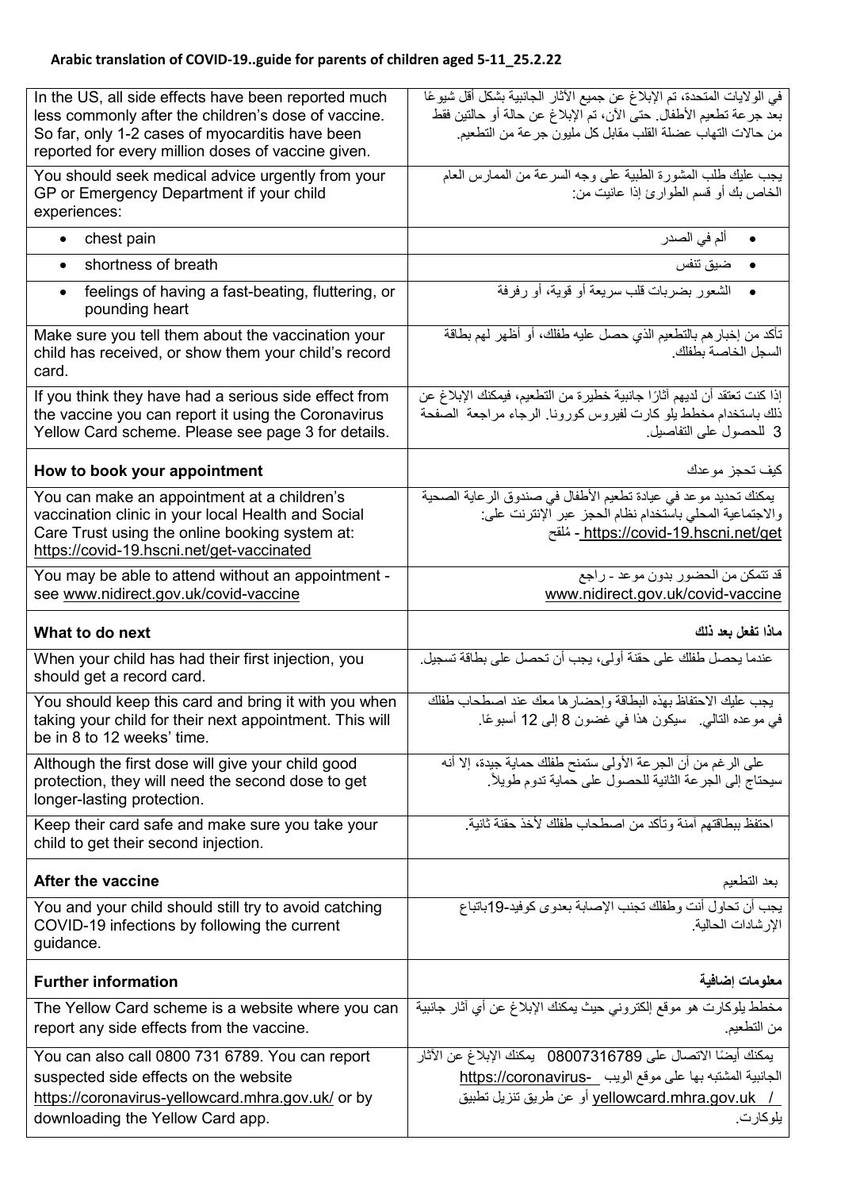**Arabic translation of COVID-19..guide for parents of children aged 5-11_25.2.22**

| | |
|---|---|
| In the US, all side effects have been reported much less commonly after the children's dose of vaccine. So far, only 1-2 cases of myocarditis have been reported for every million doses of vaccine given. | في الولايات المتحدة، تم الإبلاغ عن جميع الآثار الجانبية بشكل أقل شيوعًا بعد جرعة تطعيم الأطفال. حتى الآن، تم الإبلاغ عن حالة أو حالتين فقط من حالات التهاب عضلة القلب مقابل كل مليون جرعة من التطعيم. |
| You should seek medical advice urgently from your GP or Emergency Department if your child experiences: | يجب عليك طلب المشورة الطبية على وجه السرعة من الممارس العام الخاص بك أو قسم الطوارئ إذا عانيت من: |
| • chest pain | • ألم في الصدر |
| • shortness of breath | • ضيق تنفس |
| • feelings of having a fast-beating, fluttering, or pounding heart | • الشعور بضربات قلب سريعة أو قوية، أو رفرفة |
| Make sure you tell them about the vaccination your child has received, or show them your child's record card. | تأكد من إخبارهم بالتطعيم الذي حصل عليه طفلك، أو أظهر لهم بطاقة السجل الخاصة بطفلك. |
| If you think they have had a serious side effect from the vaccine you can report it using the Coronavirus Yellow Card scheme. Please see page 3 for details. | إذا كنت تعتقد أن لديهم آثارًا جانبية خطيرة من التطعيم، فيمكنك الإبلاغ عن ذلك باستخدام مخطط يلو كارت لفيروس كورونا. الرجاء مراجعة الصفحة 3 للحصول على التفاصيل. |
| **How to book your appointment** | كيف تحجز موعدك |
| You can make an appointment at a children's vaccination clinic in your local Health and Social Care Trust using the online booking system at: https://covid-19.hscni.net/get-vaccinated | يمكنك تحديد موعد في عيادة تطعيم الأطفال في صندوق الرعاية الصحية والاجتماعية المحلي باستخدام نظام الحجز عبر الإنترنت على: https://covid-19.hscni.net/get - مُلقح |
| You may be able to attend without an appointment - see www.nidirect.gov.uk/covid-vaccine | قد تتمكن من الحضور بدون موعد - راجع www.nidirect.gov.uk/covid-vaccine |
| **What to do next** | **ماذا تفعل بعد ذلك** |
| When your child has had their first injection, you should get a record card. | عندما يحصل طفلك على حقنة أولى، يجب أن تحصل على بطاقة تسجيل. |
| You should keep this card and bring it with you when taking your child for their next appointment. This will be in 8 to 12 weeks' time. | يجب عليك الاحتفاظ بهذه البطاقة وإحضارها معك عند اصطحاب طفلك في موعده التالي. سيكون هذا في غضون 8 إلى 12 أسبوعًا. |
| Although the first dose will give your child good protection, they will need the second dose to get longer-lasting protection. | على الرغم من أن الجرعة الأولى ستمنح طفلك حماية جيدة، إلا أنه سيحتاج إلى الجرعة الثانية للحصول على حماية تدوم طويلاً. |
| Keep their card safe and make sure you take your child to get their second injection. | احتفظ ببطاقتهم آمنة وتأكد من اصطحاب طفلك لأخذ حقنة ثانية. |
| **After the vaccine** | بعد التطعيم |
| You and your child should still try to avoid catching COVID-19 infections by following the current guidance. | يجب أن تحاول أنت وطفلك تجنب الإصابة بعدوى كوفيد-19باتباع الإرشادات الحالية. |
| **Further information** | **معلومات إضافية** |
| The Yellow Card scheme is a website where you can report any side effects from the vaccine. | مخطط يلوكارت هو موقع إلكتروني حيث يمكنك الإبلاغ عن أي آثار جانبية من التطعيم. |
| You can also call 0800 731 6789. You can report suspected side effects on the website https://coronavirus-yellowcard.mhra.gov.uk/ or by downloading the Yellow Card app. | يمكنك أيضًا الاتصال على 08007316789 يمكنك الإبلاغ عن الآثار الجانبية المشتبه بها على موقع الويب -https://coronavirus yellowcard.mhra.gov.uk/ أو عن طريق تنزيل تطبيق يلوكارت. |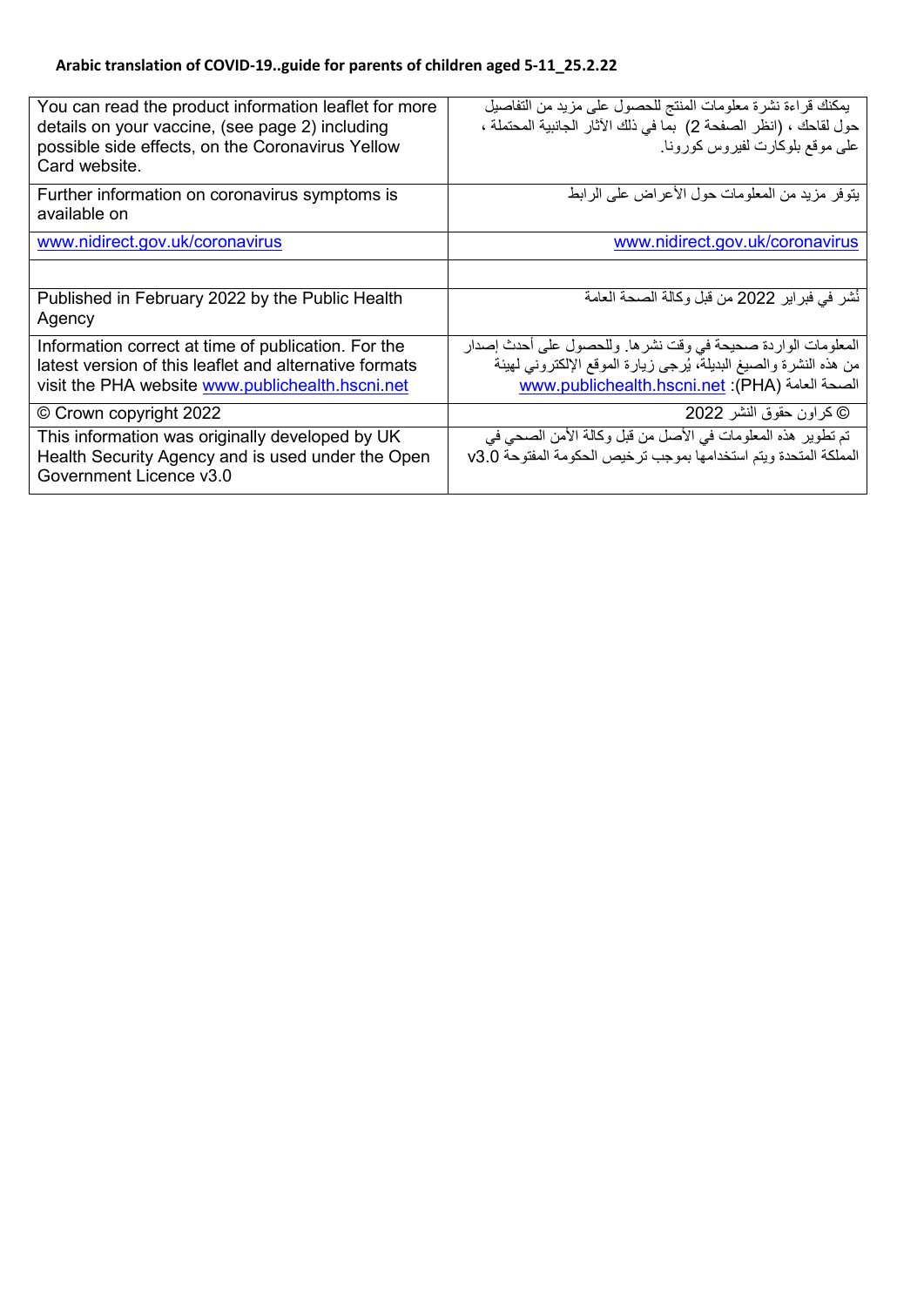**Arabic translation of COVID-19..guide for parents of children aged 5-11_25.2.22**

| | |
|---|---|
| You can read the product information leaflet for more details on your vaccine, (see page 2) including possible side effects, on the Coronavirus Yellow Card website. | يمكنك قراءة نشرة معلومات المنتج للحصول على مزيد من التفاصيل حول لقاحك ، (انظر الصفحة 2) بما في ذلك الآثار الجانبية المحتملة ، على موقع بلوكارت لفيروس كورونا. |
| Further information on coronavirus symptoms is available on | يتوفر مزيد من المعلومات حول الأعراض على الرابط |
| www.nidirect.gov.uk/coronavirus | www.nidirect.gov.uk/coronavirus |
| | |
| Published in February 2022 by the Public Health Agency | نُشر في فبراير 2022 من قبل وكالة الصحة العامة |
| Information correct at time of publication. For the latest version of this leaflet and alternative formats visit the PHA website www.publichealth.hscni.net | المعلومات الواردة صحيحة في وقت نشرها. وللحصول على أحدث إصدار من هذه النشرة والصيغ البديلة، يُرجى زيارة الموقع الإلكتروني لهيئة الصحة العامة (PHA): www.publichealth.hscni.net |
| © Crown copyright 2022 | © كراون حقوق النشر 2022 |
| This information was originally developed by UK Health Security Agency and is used under the Open Government Licence v3.0 | تم تطوير هذه المعلومات في الأصل من قبل وكالة الأمن الصحي في المملكة المتحدة ويتم استخدامها بموجب ترخيص الحكومة المفتوحة v3.0 |